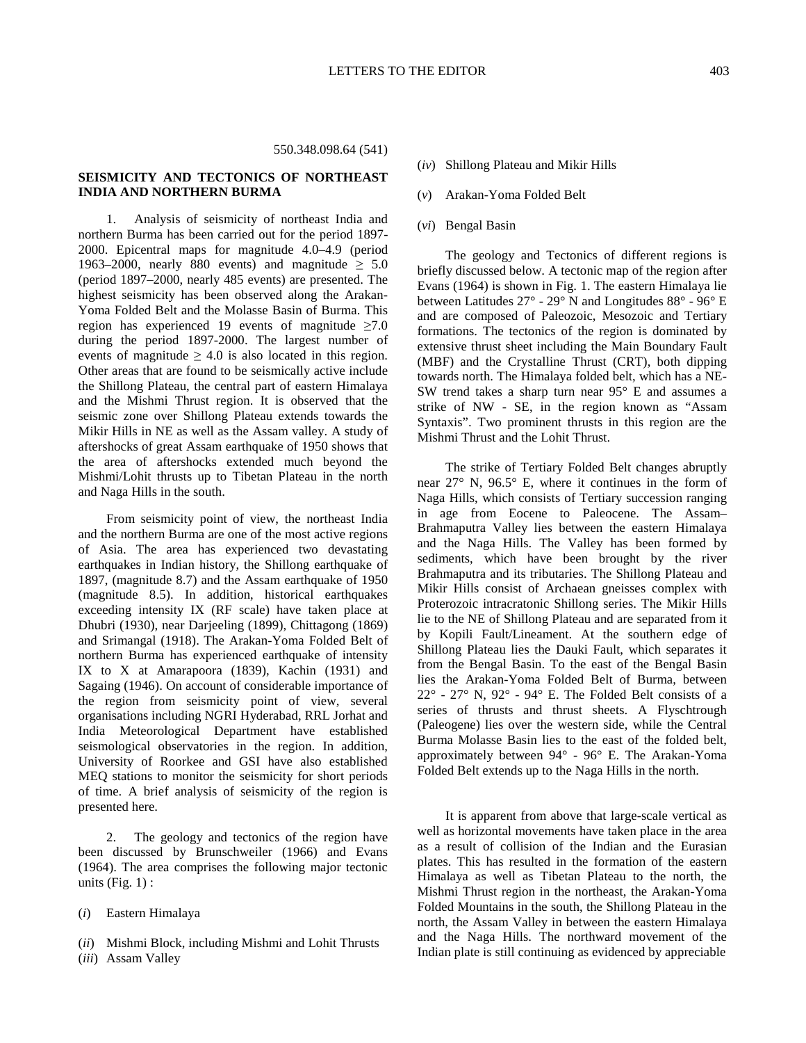550.348.098.64 (541)

## SEISMICITY AND TECTONICS OF NORTHEAST INDIA AND NORTHERN BURMA

1. Analysis of seismicity of northeast India and northern Burma has been carried out for the period 1897-2000. Epicentral maps for magnitude 4.0–4.9 (period 1963–2000, nearly 880 events) and magnitude ≥ 5.0 (period 1897–2000, nearly 485 events) are presented. The highest seismicity has been observed along the Arakan-Yoma Folded Belt and the Molasse Basin of Burma. This region has experienced 19 events of magnitude ≥7.0 during the period 1897-2000. The largest number of events of magnitude ≥ 4.0 is also located in this region. Other areas that are found to be seismically active include the Shillong Plateau, the central part of eastern Himalaya and the Mishmi Thrust region. It is observed that the seismic zone over Shillong Plateau extends towards the Mikir Hills in NE as well as the Assam valley. A study of aftershocks of great Assam earthquake of 1950 shows that the area of aftershocks extended much beyond the Mishmi/Lohit thrusts up to Tibetan Plateau in the north and Naga Hills in the south.

From seismicity point of view, the northeast India and the northern Burma are one of the most active regions of Asia. The area has experienced two devastating earthquakes in Indian history, the Shillong earthquake of 1897, (magnitude 8.7) and the Assam earthquake of 1950 (magnitude 8.5). In addition, historical earthquakes exceeding intensity IX (RF scale) have taken place at Dhubri (1930), near Darjeeling (1899), Chittagong (1869) and Srimangal (1918). The Arakan-Yoma Folded Belt of northern Burma has experienced earthquake of intensity IX to X at Amarapoora (1839), Kachin (1931) and Sagaing (1946). On account of considerable importance of the region from seismicity point of view, several organisations including NGRI Hyderabad, RRL Jorhat and India Meteorological Department have established seismological observatories in the region. In addition, University of Roorkee and GSI have also established MEQ stations to monitor the seismicity for short periods of time. A brief analysis of seismicity of the region is presented here.

2. The geology and tectonics of the region have been discussed by Brunschweiler (1966) and Evans (1964). The area comprises the following major tectonic units (Fig. 1) :

(*i*) Eastern Himalaya

(*ii*) Mishmi Block, including Mishmi and Lohit Thrusts

(*iii*) Assam Valley

(*iv*) Shillong Plateau and Mikir Hills

(*v*) Arakan-Yoma Folded Belt

(*vi*) Bengal Basin

The geology and Tectonics of different regions is briefly discussed below. A tectonic map of the region after Evans (1964) is shown in Fig. 1. The eastern Himalaya lie between Latitudes 27° - 29° N and Longitudes 88° - 96° E and are composed of Paleozoic, Mesozoic and Tertiary formations. The tectonics of the region is dominated by extensive thrust sheet including the Main Boundary Fault (MBF) and the Crystalline Thrust (CRT), both dipping towards north. The Himalaya folded belt, which has a NE-SW trend takes a sharp turn near 95° E and assumes a strike of NW - SE, in the region known as "Assam Syntaxis". Two prominent thrusts in this region are the Mishmi Thrust and the Lohit Thrust.

The strike of Tertiary Folded Belt changes abruptly near 27° N, 96.5° E, where it continues in the form of Naga Hills, which consists of Tertiary succession ranging in age from Eocene to Paleocene. The Assam–Brahmaputra Valley lies between the eastern Himalaya and the Naga Hills. The Valley has been formed by sediments, which have been brought by the river Brahmaputra and its tributaries. The Shillong Plateau and Mikir Hills consist of Archaean gneisses complex with Proterozoic intracratonic Shillong series. The Mikir Hills lie to the NE of Shillong Plateau and are separated from it by Kopili Fault/Lineament. At the southern edge of Shillong Plateau lies the Dauki Fault, which separates it from the Bengal Basin. To the east of the Bengal Basin lies the Arakan-Yoma Folded Belt of Burma, between 22° - 27° N, 92° - 94° E. The Folded Belt consists of a series of thrusts and thrust sheets. A Flyschtrough (Paleogene) lies over the western side, while the Central Burma Molasse Basin lies to the east of the folded belt, approximately between 94° - 96° E. The Arakan-Yoma Folded Belt extends up to the Naga Hills in the north.

It is apparent from above that large-scale vertical as well as horizontal movements have taken place in the area as a result of collision of the Indian and the Eurasian plates. This has resulted in the formation of the eastern Himalaya as well as Tibetan Plateau to the north, the Mishmi Thrust region in the northeast, the Arakan-Yoma Folded Mountains in the south, the Shillong Plateau in the north, the Assam Valley in between the eastern Himalaya and the Naga Hills. The northward movement of the Indian plate is still continuing as evidenced by appreciable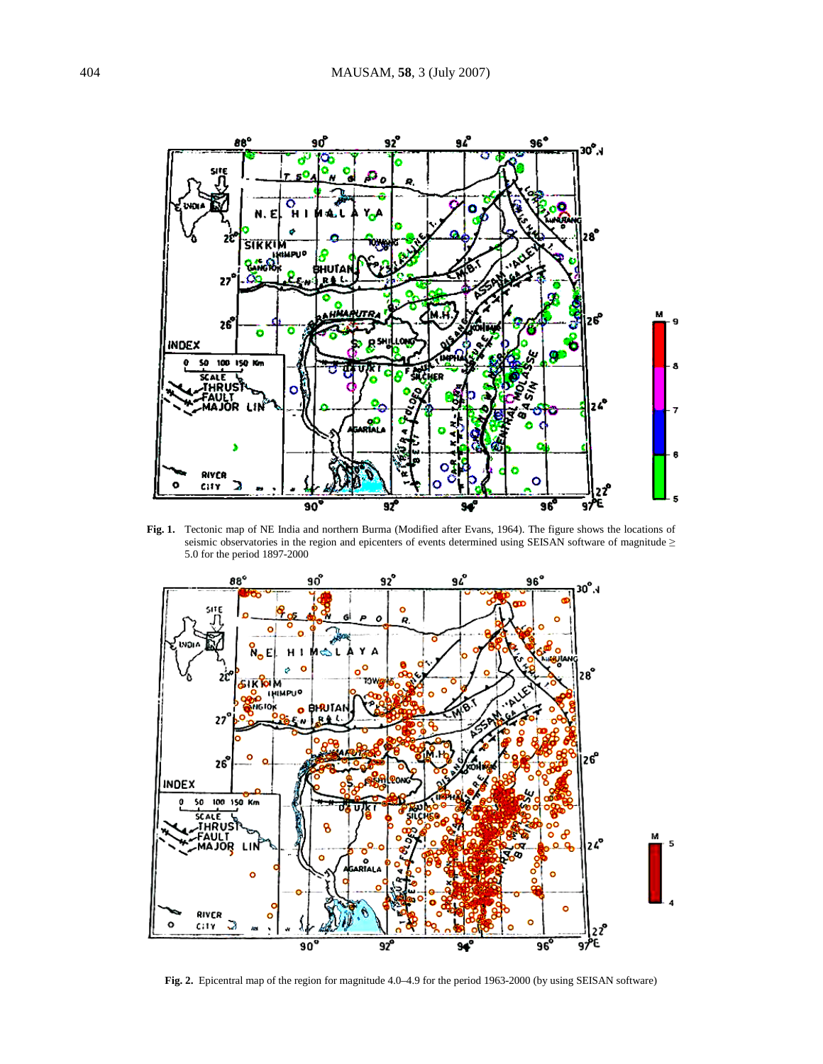**Fig. 1.** Tectonic map of NE India and northern Burma (Modified after Evans, 1964). The figure shows the locations of seismic observatories in the region and epicenters of events determined using SEISAN software of magnitude ≥ 5.0 for the period 1897-2000

**Fig. 2.** Epicentral map of the region for magnitude 4.0–4.9 for the period 1963-2000 (by using SEISAN software)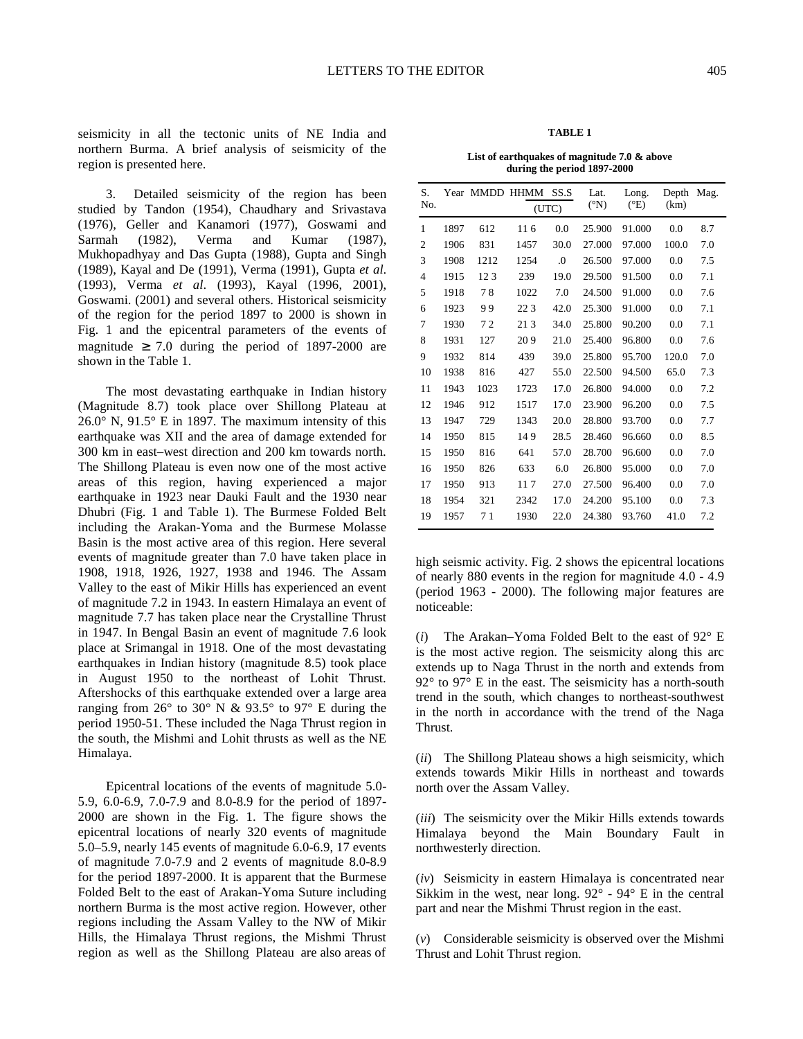seismicity in all the tectonic units of NE India and northern Burma. A brief analysis of seismicity of the region is presented here.

3. Detailed seismicity of the region has been studied by Tandon (1954), Chaudhary and Srivastava (1976), Geller and Kanamori (1977), Goswami and Sarmah (1982), Verma and Kumar (1987), Mukhopadhyay and Das Gupta (1988), Gupta and Singh (1989), Kayal and De (1991), Verma (1991), Gupta *et al.* (1993), Verma *et al.* (1993), Kayal (1996, 2001), Goswami. (2001) and several others. Historical seismicity of the region for the period 1897 to 2000 is shown in Fig. 1 and the epicentral parameters of the events of magnitude $\geq$ 7.0 during the period of 1897-2000 are shown in the Table 1.

The most devastating earthquake in Indian history (Magnitude 8.7) took place over Shillong Plateau at 26.0° N, 91.5° E in 1897. The maximum intensity of this earthquake was XII and the area of damage extended for 300 km in east–west direction and 200 km towards north. The Shillong Plateau is even now one of the most active areas of this region, having experienced a major earthquake in 1923 near Dauki Fault and the 1930 near Dhubri (Fig. 1 and Table 1). The Burmese Folded Belt including the Arakan-Yoma and the Burmese Molasse Basin is the most active area of this region. Here several events of magnitude greater than 7.0 have taken place in 1908, 1918, 1926, 1927, 1938 and 1946. The Assam Valley to the east of Mikir Hills has experienced an event of magnitude 7.2 in 1943. In eastern Himalaya an event of magnitude 7.7 has taken place near the Crystalline Thrust in 1947. In Bengal Basin an event of magnitude 7.6 look place at Srimangal in 1918. One of the most devastating earthquakes in Indian history (magnitude 8.5) took place in August 1950 to the northeast of Lohit Thrust. Aftershocks of this earthquake extended over a large area ranging from 26° to 30° N & 93.5° to 97° E during the period 1950-51. These included the Naga Thrust region in the south, the Mishmi and Lohit thrusts as well as the NE Himalaya.

Epicentral locations of the events of magnitude 5.0-5.9, 6.0-6.9, 7.0-7.9 and 8.0-8.9 for the period of 1897-2000 are shown in the Fig. 1. The figure shows the epicentral locations of nearly 320 events of magnitude 5.0–5.9, nearly 145 events of magnitude 6.0-6.9, 17 events of magnitude 7.0-7.9 and 2 events of magnitude 8.0-8.9 for the period 1897-2000. It is apparent that the Burmese Folded Belt to the east of Arakan-Yoma Suture including northern Burma is the most active region. However, other regions including the Assam Valley to the NW of Mikir Hills, the Himalaya Thrust regions, the Mishmi Thrust region as well as the Shillong Plateau are also areas of high seismic activity. Fig. 2 shows the epicentral locations of nearly 880 events in the region for magnitude 4.0 - 4.9 (period 1963 - 2000). The following major features are noticeable:

**TABLE 1**

**List of earthquakes of magnitude 7.0 & above during the period 1897-2000**

| S. No. | Year | MMDD | HHMM (UTC) | SS.S (UTC) | Lat. (°N) | Long. (°E) | Depth (km) | Mag. |
|---|---|---|---|---|---|---|---|---|
| 1 | 1897 | 612 | 11 6 | 0.0 | 25.900 | 91.000 | 0.0 | 8.7 |
| 2 | 1906 | 831 | 1457 | 30.0 | 27.000 | 97.000 | 100.0 | 7.0 |
| 3 | 1908 | 1212 | 1254 | .0 | 26.500 | 97.000 | 0.0 | 7.5 |
| 4 | 1915 | 12 3 | 239 | 19.0 | 29.500 | 91.500 | 0.0 | 7.1 |
| 5 | 1918 | 7 8 | 1022 | 7.0 | 24.500 | 91.000 | 0.0 | 7.6 |
| 6 | 1923 | 9 9 | 22 3 | 42.0 | 25.300 | 91.000 | 0.0 | 7.1 |
| 7 | 1930 | 7 2 | 21 3 | 34.0 | 25.800 | 90.200 | 0.0 | 7.1 |
| 8 | 1931 | 127 | 20 9 | 21.0 | 25.400 | 96.800 | 0.0 | 7.6 |
| 9 | 1932 | 814 | 439 | 39.0 | 25.800 | 95.700 | 120.0 | 7.0 |
| 10 | 1938 | 816 | 427 | 55.0 | 22.500 | 94.500 | 65.0 | 7.3 |
| 11 | 1943 | 1023 | 1723 | 17.0 | 26.800 | 94.000 | 0.0 | 7.2 |
| 12 | 1946 | 912 | 1517 | 17.0 | 23.900 | 96.200 | 0.0 | 7.5 |
| 13 | 1947 | 729 | 1343 | 20.0 | 28.800 | 93.700 | 0.0 | 7.7 |
| 14 | 1950 | 815 | 14 9 | 28.5 | 28.460 | 96.660 | 0.0 | 8.5 |
| 15 | 1950 | 816 | 641 | 57.0 | 28.700 | 96.600 | 0.0 | 7.0 |
| 16 | 1950 | 826 | 633 | 6.0 | 26.800 | 95.000 | 0.0 | 7.0 |
| 17 | 1950 | 913 | 11 7 | 27.0 | 27.500 | 96.400 | 0.0 | 7.0 |
| 18 | 1954 | 321 | 2342 | 17.0 | 24.200 | 95.100 | 0.0 | 7.3 |
| 19 | 1957 | 7 1 | 1930 | 22.0 | 24.380 | 93.760 | 41.0 | 7.2 |

(*i*) The Arakan–Yoma Folded Belt to the east of 92° E is the most active region. The seismicity along this arc extends up to Naga Thrust in the north and extends from 92° to 97° E in the east. The seismicity has a north-south trend in the south, which changes to northeast-southwest in the north in accordance with the trend of the Naga Thrust.

(*ii*) The Shillong Plateau shows a high seismicity, which extends towards Mikir Hills in northeast and towards north over the Assam Valley.

(*iii*) The seismicity over the Mikir Hills extends towards Himalaya beyond the Main Boundary Fault in northwesterly direction.

(*iv*) Seismicity in eastern Himalaya is concentrated near Sikkim in the west, near long. 92° - 94° E in the central part and near the Mishmi Thrust region in the east.

(*v*) Considerable seismicity is observed over the Mishmi Thrust and Lohit Thrust region.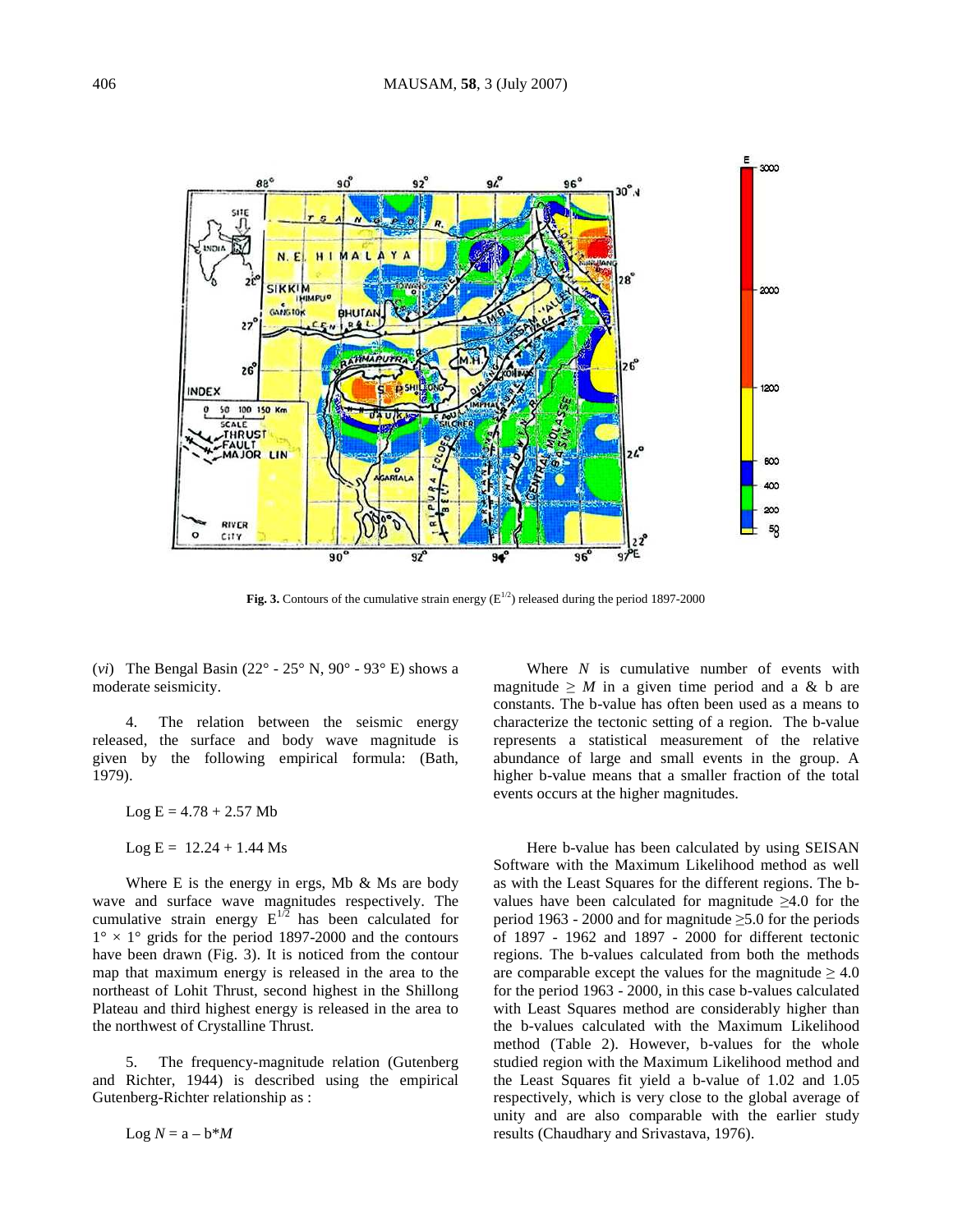**Fig. 3.** Contours of the cumulative strain energy ($E^{1/2}$) released during the period 1897-2000

(*vi*) The Bengal Basin (22° - 25° N, 90° - 93° E) shows a moderate seismicity.

4. The relation between the seismic energy released, the surface and body wave magnitude is given by the following empirical formula: (Bath, 1979).

$$\text{Log } E = 4.78 + 2.57 \text{ Mb}$$

$$\text{Log } E = 12.24 + 1.44 \text{ Ms}$$

Where E is the energy in ergs, Mb & Ms are body wave and surface wave magnitudes respectively. The cumulative strain energy $E^{1/2}$ has been calculated for $1° \times 1°$ grids for the period 1897-2000 and the contours have been drawn (Fig. 3). It is noticed from the contour map that maximum energy is released in the area to the northeast of Lohit Thrust, second highest in the Shillong Plateau and third highest energy is released in the area to the northwest of Crystalline Thrust.

5. The frequency-magnitude relation (Gutenberg and Richter, 1944) is described using the empirical Gutenberg-Richter relationship as :

$$\text{Log } N = a - b * M$$

Where $N$ is cumulative number of events with magnitude $\geq M$ in a given time period and a & b are constants. The b-value has often been used as a means to characterize the tectonic setting of a region. The b-value represents a statistical measurement of the relative abundance of large and small events in the group. A higher b-value means that a smaller fraction of the total events occurs at the higher magnitudes.

Here b-value has been calculated by using SEISAN Software with the Maximum Likelihood method as well as with the Least Squares for the different regions. The b-values have been calculated for magnitude $\geq$4.0 for the period 1963 - 2000 and for magnitude $\geq$5.0 for the periods of 1897 - 1962 and 1897 - 2000 for different tectonic regions. The b-values calculated from both the methods are comparable except the values for the magnitude $\geq$ 4.0 for the period 1963 - 2000, in this case b-values calculated with Least Squares method are considerably higher than the b-values calculated with the Maximum Likelihood method (Table 2). However, b-values for the whole studied region with the Maximum Likelihood method and the Least Squares fit yield a b-value of 1.02 and 1.05 respectively, which is very close to the global average of unity and are also comparable with the earlier study results (Chaudhary and Srivastava, 1976).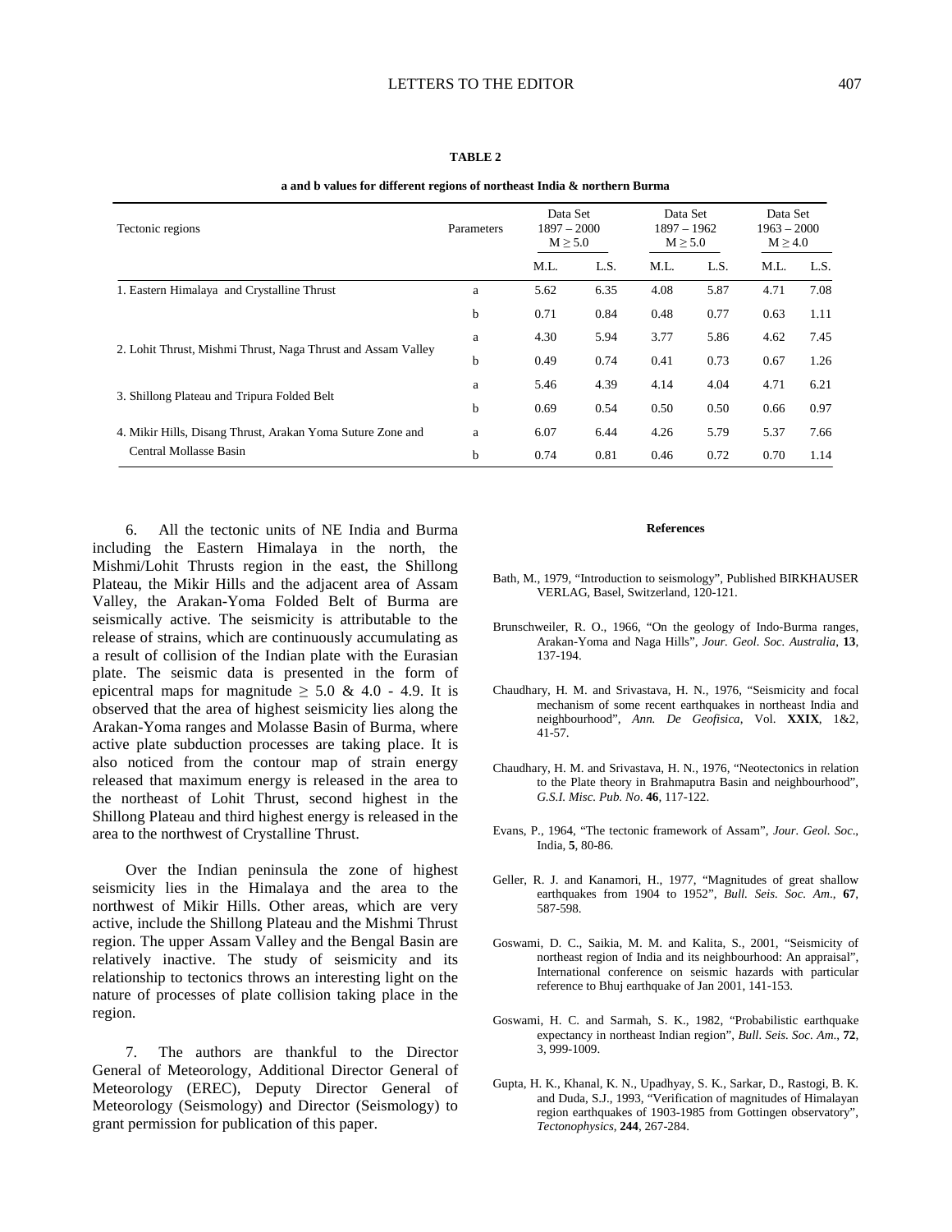**TABLE 2**

**a and b values for different regions of northeast India & northern Burma**

| Tectonic regions | Parameters | Data Set 1897 – 2000 $M \geq 5.0$ | | Data Set 1897 – 1962 $M \geq 5.0$ | | Data Set 1963 – 2000 $M \geq 4.0$ | |
|---|---|---|---|---|---|---|---|
| | | M.L. | L.S. | M.L. | L.S. | M.L. | L.S. |
| 1. Eastern Himalaya and Crystalline Thrust | a | 5.62 | 6.35 | 4.08 | 5.87 | 4.71 | 7.08 |
| | b | 0.71 | 0.84 | 0.48 | 0.77 | 0.63 | 1.11 |
| 2. Lohit Thrust, Mishmi Thrust, Naga Thrust and Assam Valley | a | 4.30 | 5.94 | 3.77 | 5.86 | 4.62 | 7.45 |
| | b | 0.49 | 0.74 | 0.41 | 0.73 | 0.67 | 1.26 |
| 3. Shillong Plateau and Tripura Folded Belt | a | 5.46 | 4.39 | 4.14 | 4.04 | 4.71 | 6.21 |
| | b | 0.69 | 0.54 | 0.50 | 0.50 | 0.66 | 0.97 |
| 4. Mikir Hills, Disang Thrust, Arakan Yoma Suture Zone and Central Mollasse Basin | a | 6.07 | 6.44 | 4.26 | 5.79 | 5.37 | 7.66 |
| | b | 0.74 | 0.81 | 0.46 | 0.72 | 0.70 | 1.14 |

6. All the tectonic units of NE India and Burma including the Eastern Himalaya in the north, the Mishmi/Lohit Thrusts region in the east, the Shillong Plateau, the Mikir Hills and the adjacent area of Assam Valley, the Arakan-Yoma Folded Belt of Burma are seismically active. The seismicity is attributable to the release of strains, which are continuously accumulating as a result of collision of the Indian plate with the Eurasian plate. The seismic data is presented in the form of epicentral maps for magnitude $\geq$ 5.0 & 4.0 - 4.9. It is observed that the area of highest seismicity lies along the Arakan-Yoma ranges and Molasse Basin of Burma, where active plate subduction processes are taking place. It is also noticed from the contour map of strain energy released that maximum energy is released in the area to the northeast of Lohit Thrust, second highest in the Shillong Plateau and third highest energy is released in the area to the northwest of Crystalline Thrust.

Over the Indian peninsula the zone of highest seismicity lies in the Himalaya and the area to the northwest of Mikir Hills. Other areas, which are very active, include the Shillong Plateau and the Mishmi Thrust region. The upper Assam Valley and the Bengal Basin are relatively inactive. The study of seismicity and its relationship to tectonics throws an interesting light on the nature of processes of plate collision taking place in the region.

7. The authors are thankful to the Director General of Meteorology, Additional Director General of Meteorology (EREC), Deputy Director General of Meteorology (Seismology) and Director (Seismology) to grant permission for publication of this paper.

**References**

Bath, M., 1979, "Introduction to seismology", Published BIRKHAUSER VERLAG, Basel, Switzerland, 120-121.

Brunschweiler, R. O., 1966, "On the geology of Indo-Burma ranges, Arakan-Yoma and Naga Hills", *Jour. Geol. Soc. Australia*, **13**, 137-194.

Chaudhary, H. M. and Srivastava, H. N., 1976, "Seismicity and focal mechanism of some recent earthquakes in northeast India and neighbourhood", *Ann. De Geofisica*, Vol. **XXIX**, 1&2, 41-57.

Chaudhary, H. M. and Srivastava, H. N., 1976, "Neotectonics in relation to the Plate theory in Brahmaputra Basin and neighbourhood", *G.S.I. Misc. Pub. No*. **46**, 117-122.

Evans, P., 1964, "The tectonic framework of Assam", *Jour. Geol. Soc.*, India, **5**, 80-86.

Geller, R. J. and Kanamori, H., 1977, "Magnitudes of great shallow earthquakes from 1904 to 1952", *Bull. Seis. Soc. Am*., **67**, 587-598.

Goswami, D. C., Saikia, M. M. and Kalita, S., 2001, "Seismicity of northeast region of India and its neighbourhood: An appraisal", International conference on seismic hazards with particular reference to Bhuj earthquake of Jan 2001, 141-153.

Goswami, H. C. and Sarmah, S. K., 1982, "Probabilistic earthquake expectancy in northeast Indian region", *Bull. Seis. Soc. Am*., **72**, 3, 999-1009.

Gupta, H. K., Khanal, K. N., Upadhyay, S. K., Sarkar, D., Rastogi, B. K. and Duda, S.J., 1993, "Verification of magnitudes of Himalayan region earthquakes of 1903-1985 from Gottingen observatory", *Tectonophysics*, **244**, 267-284.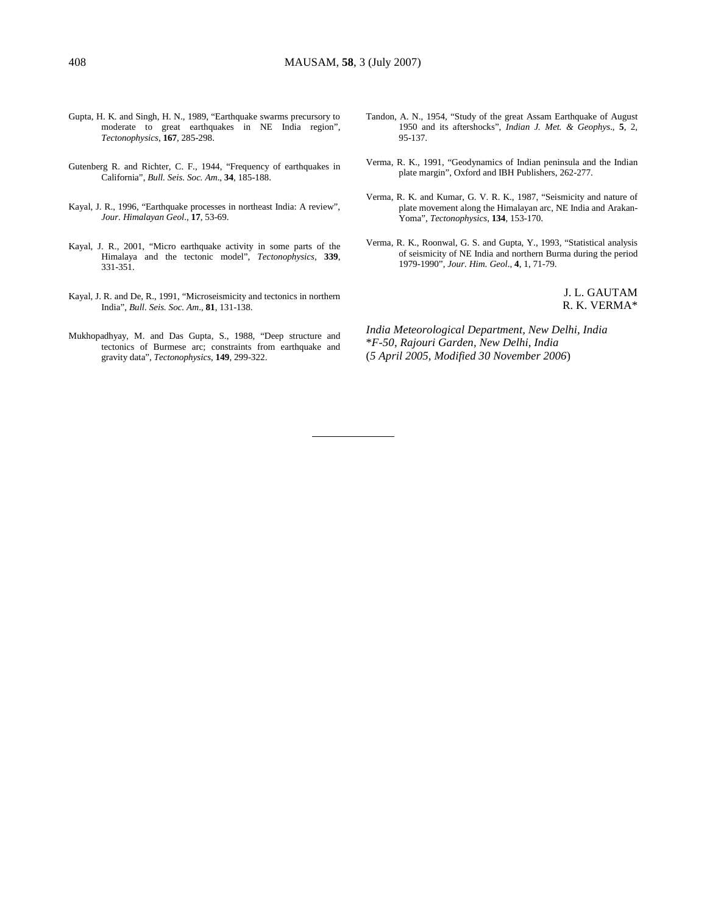Gupta, H. K. and Singh, H. N., 1989, "Earthquake swarms precursory to moderate to great earthquakes in NE India region", *Tectonophysics*, **167**, 285-298.

Gutenberg R. and Richter, C. F., 1944, "Frequency of earthquakes in California", *Bull. Seis. Soc. Am*., **34**, 185-188.

Kayal, J. R., 1996, "Earthquake processes in northeast India: A review", *Jour. Himalayan Geol*., **17**, 53-69.

Kayal, J. R., 2001, "Micro earthquake activity in some parts of the Himalaya and the tectonic model", *Tectonophysics*, **339**, 331-351.

Kayal, J. R. and De, R., 1991, "Microseismicity and tectonics in northern India", *Bull. Seis. Soc. Am.*, **81**, 131-138.

Mukhopadhyay, M. and Das Gupta, S., 1988, "Deep structure and tectonics of Burmese arc; constraints from earthquake and gravity data", *Tectonophysics*, **149**, 299-322.

Tandon, A. N., 1954, "Study of the great Assam Earthquake of August 1950 and its aftershocks", *Indian J. Met. & Geophys*., **5**, 2, 95-137.

Verma, R. K., 1991, "Geodynamics of Indian peninsula and the Indian plate margin", Oxford and IBH Publishers, 262-277.

Verma, R. K. and Kumar, G. V. R. K., 1987, "Seismicity and nature of plate movement along the Himalayan arc, NE India and Arakan-Yoma", *Tectonophysics*, **134**, 153-170.

Verma, R. K., Roonwal, G. S. and Gupta, Y., 1993, "Statistical analysis of seismicity of NE India and northern Burma during the period 1979-1990", *Jour. Him. Geol*., **4**, 1, 71-79.

J. L. GAUTAM  
R. K. VERMA*

*India Meteorological Department, New Delhi, India*  
**F-50, Rajouri Garden, New Delhi, India*  
(*5 April 2005, Modified 30 November 2006*)